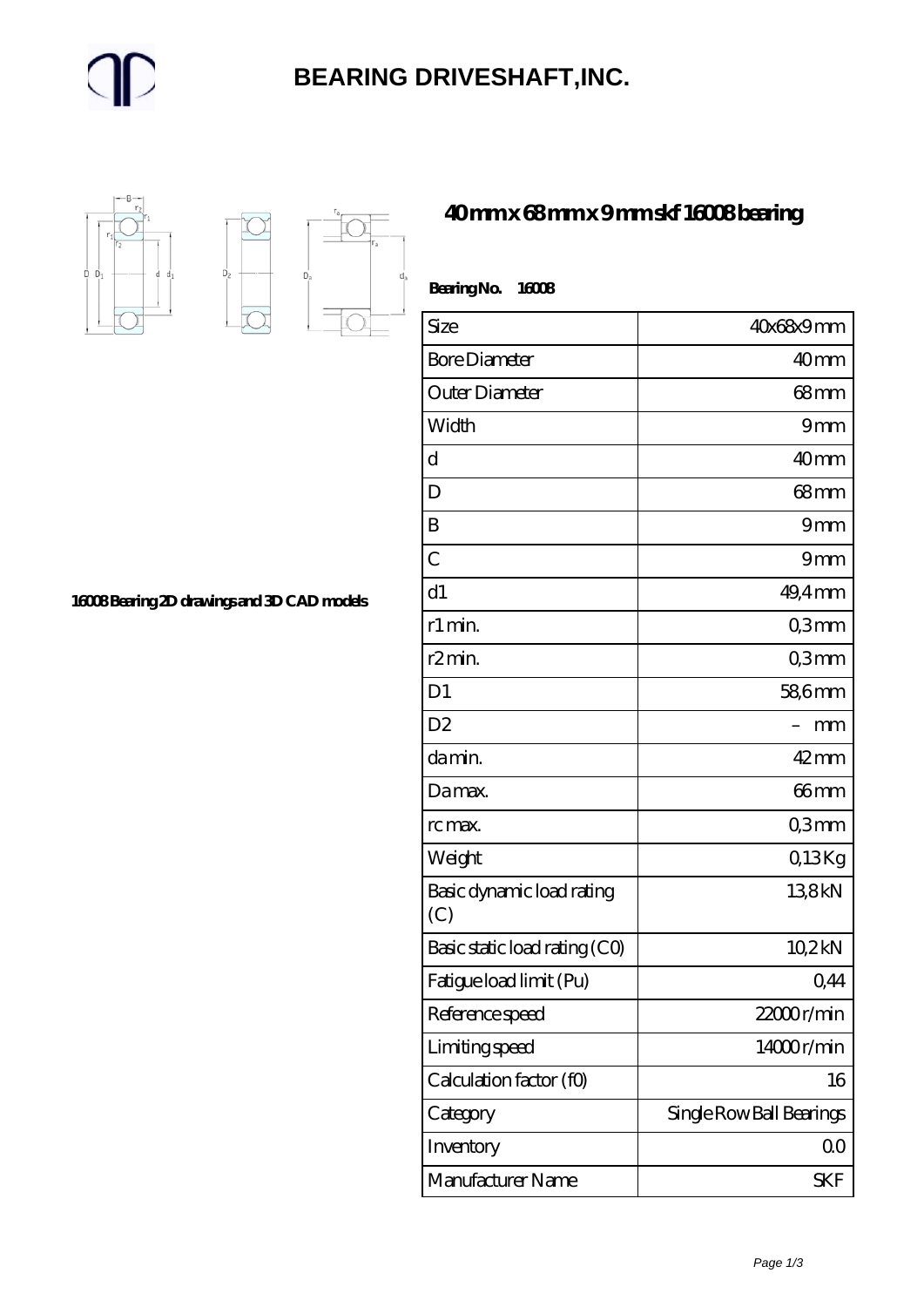# BEARING DRIVESHAFT,INC.

## 40 mm x 68 mm x 9 mm skf 16008 bearing

16008 Bearing 2D drawings and 3D CAD models

**Bearing No. 16008**

| Size | 40x68x9 mm |
| --- | --- |
| Bore Diameter | 40 mm |
| Outer Diameter | 68 mm |
| Width | 9 mm |
| d | 40 mm |
| D | 68 mm |
| B | 9 mm |
| C | 9 mm |
| d1 | 49,4 mm |
| r1 min. | 0,3 mm |
| r2 min. | 0,3 mm |
| D1 | 58,6 mm |
| D2 | – mm |
| da min. | 42 mm |
| Da max. | 66 mm |
| rc max. | 0,3 mm |
| Weight | 0,13 Kg |
| Basic dynamic load rating (C) | 13,8 kN |
| Basic static load rating (C0) | 10,2 kN |
| Fatigue load limit (Pu) | 0,44 |
| Reference speed | 22000 r/min |
| Limiting speed | 14000 r/min |
| Calculation factor (f0) | 16 |
| Category | Single Row Ball Bearings |
| Inventory | 0.0 |
| Manufacturer Name | SKF |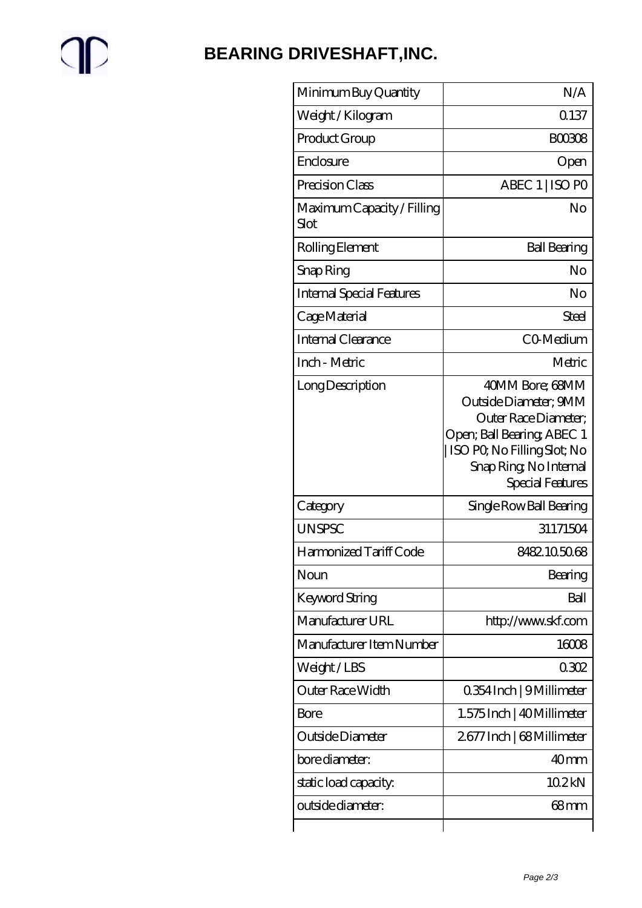# BEARING DRIVESHAFT,INC.

| | |
|---|---|
| Minimum Buy Quantity | N/A |
| Weight / Kilogram | 0.137 |
| Product Group | B00308 |
| Enclosure | Open |
| Precision Class | ABEC 1 \| ISO P0 |
| Maximum Capacity / Filling Slot | No |
| Rolling Element | Ball Bearing |
| Snap Ring | No |
| Internal Special Features | No |
| Cage Material | Steel |
| Internal Clearance | C0-Medium |
| Inch - Metric | Metric |
| Long Description | 40MM Bore; 68MM Outside Diameter; 9MM Outer Race Diameter; Open; Ball Bearing; ABEC 1 \| ISO P0; No Filling Slot; No Snap Ring; No Internal Special Features |
| Category | Single Row Ball Bearing |
| UNSPSC | 31171504 |
| Harmonized Tariff Code | 8482.10.50.68 |
| Noun | Bearing |
| Keyword String | Ball |
| Manufacturer URL | http://www.skf.com |
| Manufacturer Item Number | 16008 |
| Weight / LBS | 0.302 |
| Outer Race Width | 0.354 Inch \| 9 Millimeter |
| Bore | 1.575 Inch \| 40 Millimeter |
| Outside Diameter | 2.677 Inch \| 68 Millimeter |
| bore diameter: | 40 mm |
| static load capacity: | 10.2 kN |
| outside diameter: | 68 mm |
| | |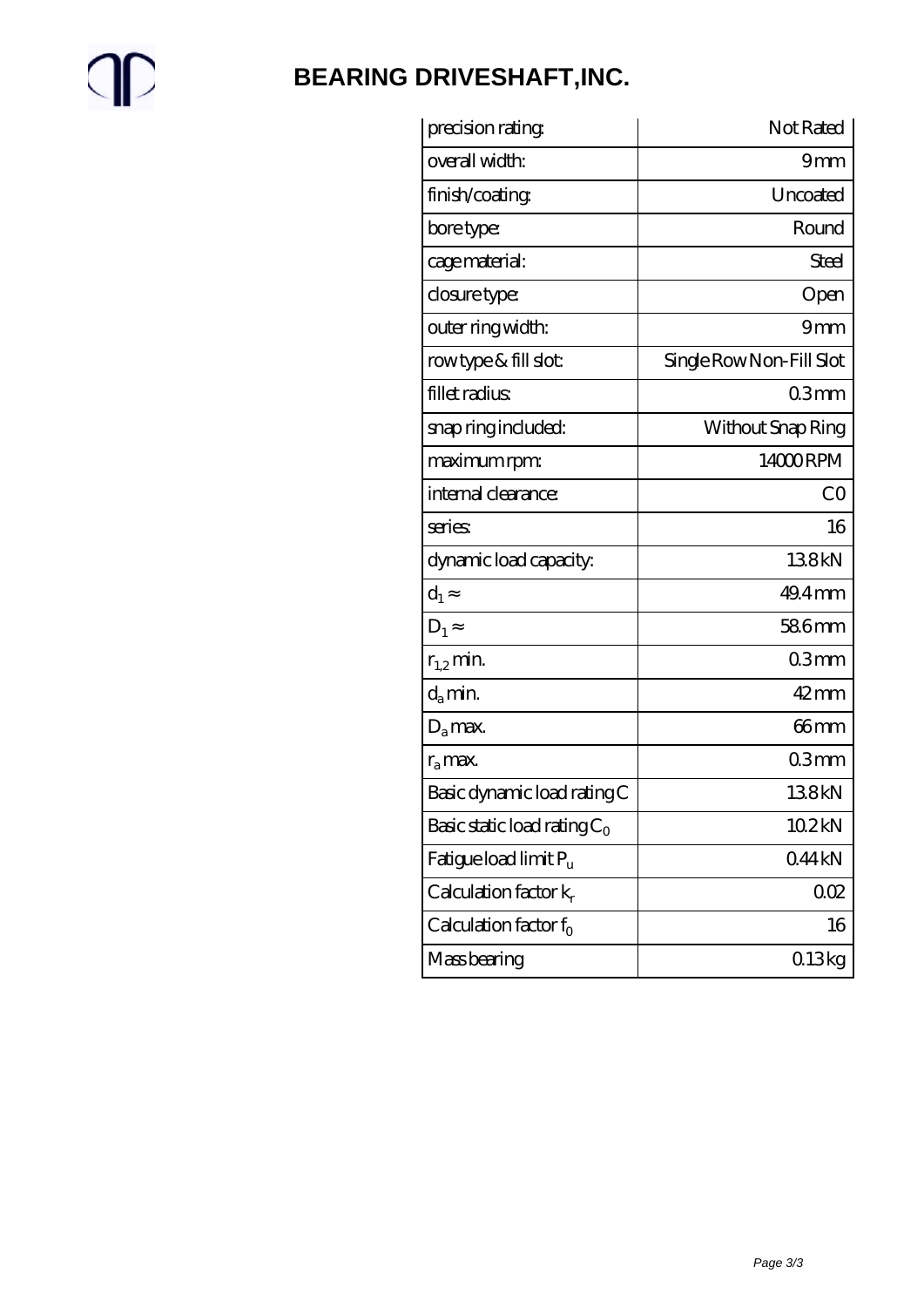# BEARING DRIVESHAFT,INC.

| | |
|---|---|
| precision rating: | Not Rated |
| overall width: | 9 mm |
| finish/coating: | Uncoated |
| bore type: | Round |
| cage material: | Steel |
| closure type: | Open |
| outer ring width: | 9 mm |
| row type & fill slot: | Single Row Non-Fill Slot |
| fillet radius: | 0.3 mm |
| snap ring included: | Without Snap Ring |
| maximum rpm: | 14000 RPM |
| internal clearance: | C0 |
| series: | 16 |
| dynamic load capacity: | 13.8 kN |
| $d_1 \approx$ | 49.4 mm |
| $D_1 \approx$ | 58.6 mm |
| $r_{1,2}$ min. | 0.3 mm |
| $d_a$ min. | 42 mm |
| $D_a$ max. | 66 mm |
| $r_a$ max. | 0.3 mm |
| Basic dynamic load rating C | 13.8 kN |
| Basic static load rating $C_0$ | 10.2 kN |
| Fatigue load limit $P_u$ | 0.44 kN |
| Calculation factor $k_r$ | 0.02 |
| Calculation factor $f_0$ | 16 |
| Mass bearing | 0.13 kg |